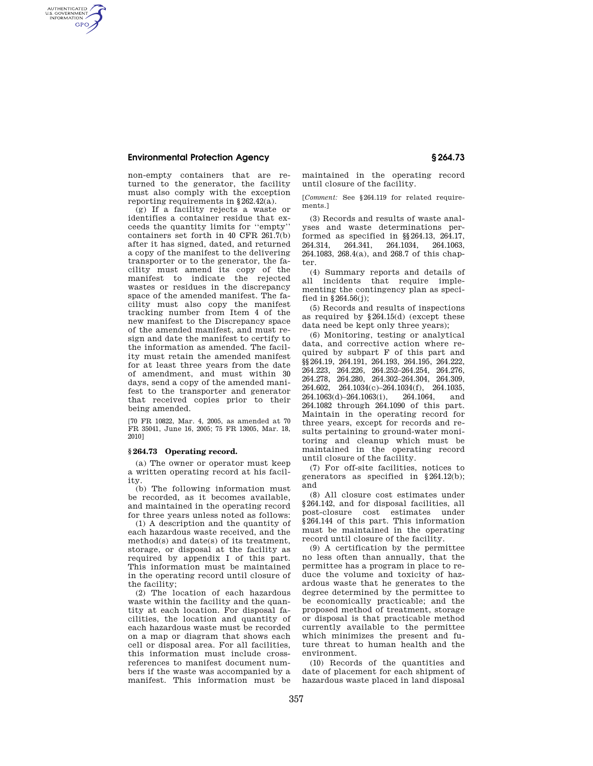non-empty containers that are returned to the generator, the facility must also comply with the exception reporting requirements in §262.42(a).

(g) If a facility rejects a waste or identifies a container residue that exceeds the quantity limits for ''empty'' containers set forth in 40 CFR 261.7(b) after it has signed, dated, and returned a copy of the manifest to the delivering transporter or to the generator, the facility must amend its copy of the manifest to indicate the rejected wastes or residues in the discrepancy space of the amended manifest. The facility must also copy the manifest tracking number from Item 4 of the new manifest to the Discrepancy space of the amended manifest, and must re-sign and date the manifest to certify to the information as amended. The facility must retain the amended manifest for at least three years from the date of amendment, and must within 30 days, send a copy of the amended manifest to the transporter and generator that received copies prior to their being amended.

[70 FR 10822, Mar. 4, 2005, as amended at 70 FR 35041, June 16, 2005; 75 FR 13005, Mar. 18, 2010]

### §264.73 Operating record.

(a) The owner or operator must keep a written operating record at his facility.

(b) The following information must be recorded, as it becomes available, and maintained in the operating record for three years unless noted as follows:

(1) A description and the quantity of each hazardous waste received, and the method(s) and date(s) of its treatment, storage, or disposal at the facility as required by appendix I of this part. This information must be maintained in the operating record until closure of the facility;

(2) The location of each hazardous waste within the facility and the quantity at each location. For disposal facilities, the location and quantity of each hazardous waste must be recorded on a map or diagram that shows each cell or disposal area. For all facilities, this information must include cross-references to manifest document numbers if the waste was accompanied by a manifest. This information must be maintained in the operating record until closure of the facility.

[*Comment:* See §264.119 for related requirements.]

(3) Records and results of waste analyses and waste determinations performed as specified in §§264.13, 264.17, 264.314, 264.341, 264.1034, 264.1063, 264.1083, 268.4(a), and 268.7 of this chapter.

(4) Summary reports and details of all incidents that require implementing the contingency plan as specified in §264.56(j);

(5) Records and results of inspections as required by §264.15(d) (except these data need be kept only three years);

(6) Monitoring, testing or analytical data, and corrective action where required by subpart F of this part and §§264.19, 264.191, 264.193, 264.195, 264.222, 264.223, 264.226, 264.252–264.254, 264.276, 264.278, 264.280, 264.302–264.304, 264.309, 264.602, 264.1034(c)–264.1034(f), 264.1035, 264.1063(d)–264.1063(i), 264.1064, and 264.1082 through 264.1090 of this part. Maintain in the operating record for three years, except for records and results pertaining to ground-water monitoring and cleanup which must be maintained in the operating record until closure of the facility.

(7) For off-site facilities, notices to generators as specified in §264.12(b); and

(8) All closure cost estimates under §264.142, and for disposal facilities, all post-closure cost estimates under §264.144 of this part. This information must be maintained in the operating record until closure of the facility.

(9) A certification by the permittee no less often than annually, that the permittee has a program in place to reduce the volume and toxicity of hazardous waste that he generates to the degree determined by the permittee to be economically practicable; and the proposed method of treatment, storage or disposal is that practicable method currently available to the permittee which minimizes the present and future threat to human health and the environment.

(10) Records of the quantities and date of placement for each shipment of hazardous waste placed in land disposal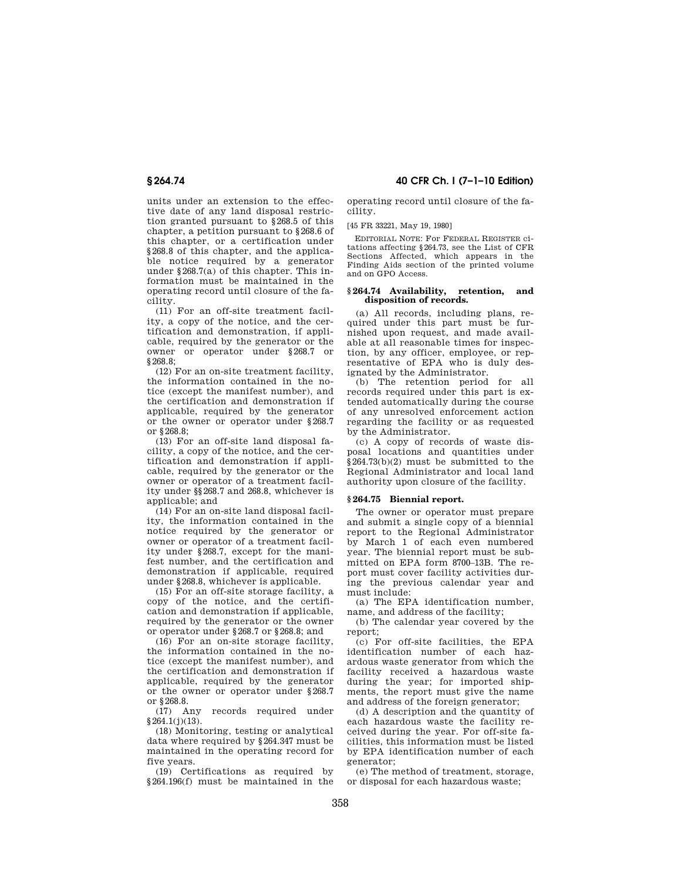units under an extension to the effective date of any land disposal restriction granted pursuant to §268.5 of this chapter, a petition pursuant to §268.6 of this chapter, or a certification under §268.8 of this chapter, and the applicable notice required by a generator under §268.7(a) of this chapter. This information must be maintained in the operating record until closure of the facility.

(11) For an off-site treatment facility, a copy of the notice, and the certification and demonstration, if applicable, required by the generator or the owner or operator under §268.7 or §268.8;

(12) For an on-site treatment facility, the information contained in the notice (except the manifest number), and the certification and demonstration if applicable, required by the generator or the owner or operator under §268.7 or §268.8;

(13) For an off-site land disposal facility, a copy of the notice, and the certification and demonstration if applicable, required by the generator or the owner or operator of a treatment facility under §§268.7 and 268.8, whichever is applicable; and

(14) For an on-site land disposal facility, the information contained in the notice required by the generator or owner or operator of a treatment facility under §268.7, except for the manifest number, and the certification and demonstration if applicable, required under §268.8, whichever is applicable.

(15) For an off-site storage facility, a copy of the notice, and the certification and demonstration if applicable, required by the generator or the owner or operator under §268.7 or §268.8; and

(16) For an on-site storage facility, the information contained in the notice (except the manifest number), and the certification and demonstration if applicable, required by the generator or the owner or operator under §268.7 or §268.8.

(17) Any records required under §264.1(j)(13).

(18) Monitoring, testing or analytical data where required by §264.347 must be maintained in the operating record for five years.

(19) Certifications as required by §264.196(f) must be maintained in the operating record until closure of the facility.

[45 FR 33221, May 19, 1980]

EDITORIAL NOTE: For FEDERAL REGISTER citations affecting §264.73, see the List of CFR Sections Affected, which appears in the Finding Aids section of the printed volume and on GPO Access.

### § 264.74 Availability, retention, and disposition of records.

(a) All records, including plans, required under this part must be furnished upon request, and made available at all reasonable times for inspection, by any officer, employee, or representative of EPA who is duly designated by the Administrator.

(b) The retention period for all records required under this part is extended automatically during the course of any unresolved enforcement action regarding the facility or as requested by the Administrator.

(c) A copy of records of waste disposal locations and quantities under §264.73(b)(2) must be submitted to the Regional Administrator and local land authority upon closure of the facility.

### § 264.75 Biennial report.

The owner or operator must prepare and submit a single copy of a biennial report to the Regional Administrator by March 1 of each even numbered year. The biennial report must be submitted on EPA form 8700–13B. The report must cover facility activities during the previous calendar year and must include:

(a) The EPA identification number, name, and address of the facility;

(b) The calendar year covered by the report;

(c) For off-site facilities, the EPA identification number of each hazardous waste generator from which the facility received a hazardous waste during the year; for imported shipments, the report must give the name and address of the foreign generator;

(d) A description and the quantity of each hazardous waste the facility received during the year. For off-site facilities, this information must be listed by EPA identification number of each generator;

(e) The method of treatment, storage, or disposal for each hazardous waste;